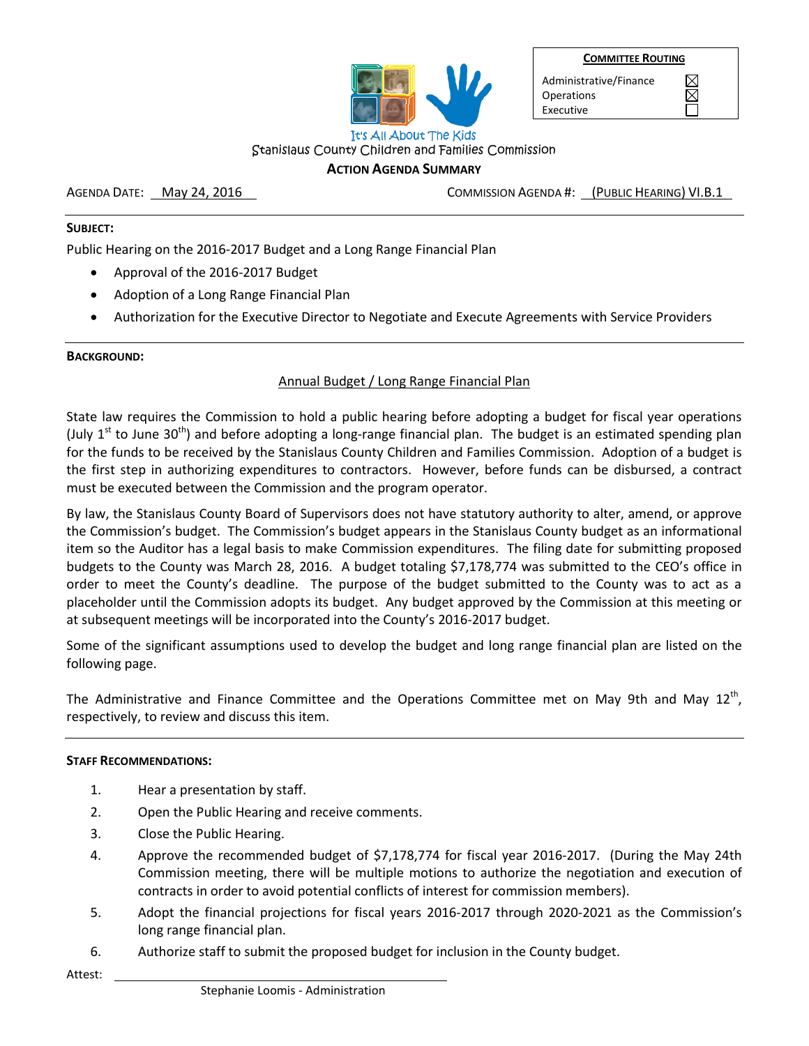| COMMITTEE ROUTING | |
|---|---|
| Administrative/Finance | ☒ |
| Operations | ☒ |
| Executive | ☐ |

It's All About The Kids

Stanislaus County Children and Families Commission

**ACTION AGENDA SUMMARY**

AGENDA DATE: May 24, 2016 COMMISSION AGENDA #: (PUBLIC HEARING) VI.B.1

---

**SUBJECT:**

Public Hearing on the 2016-2017 Budget and a Long Range Financial Plan

- Approval of the 2016-2017 Budget
- Adoption of a Long Range Financial Plan
- Authorization for the Executive Director to Negotiate and Execute Agreements with Service Providers

---

**BACKGROUND:**

Annual Budget / Long Range Financial Plan

State law requires the Commission to hold a public hearing before adopting a budget for fiscal year operations (July 1st to June 30th) and before adopting a long-range financial plan. The budget is an estimated spending plan for the funds to be received by the Stanislaus County Children and Families Commission. Adoption of a budget is the first step in authorizing expenditures to contractors. However, before funds can be disbursed, a contract must be executed between the Commission and the program operator.

By law, the Stanislaus County Board of Supervisors does not have statutory authority to alter, amend, or approve the Commission's budget. The Commission's budget appears in the Stanislaus County budget as an informational item so the Auditor has a legal basis to make Commission expenditures. The filing date for submitting proposed budgets to the County was March 28, 2016. A budget totaling $7,178,774 was submitted to the CEO's office in order to meet the County's deadline. The purpose of the budget submitted to the County was to act as a placeholder until the Commission adopts its budget. Any budget approved by the Commission at this meeting or at subsequent meetings will be incorporated into the County's 2016-2017 budget.

Some of the significant assumptions used to develop the budget and long range financial plan are listed on the following page.

The Administrative and Finance Committee and the Operations Committee met on May 9th and May 12th, respectively, to review and discuss this item.

---

**STAFF RECOMMENDATIONS:**

1. Hear a presentation by staff.
2. Open the Public Hearing and receive comments.
3. Close the Public Hearing.
4. Approve the recommended budget of $7,178,774 for fiscal year 2016-2017. (During the May 24th Commission meeting, there will be multiple motions to authorize the negotiation and execution of contracts in order to avoid potential conflicts of interest for commission members).
5. Adopt the financial projections for fiscal years 2016-2017 through 2020-2021 as the Commission's long range financial plan.
6. Authorize staff to submit the proposed budget for inclusion in the County budget.

Attest: ______________________________

Stephanie Loomis - Administration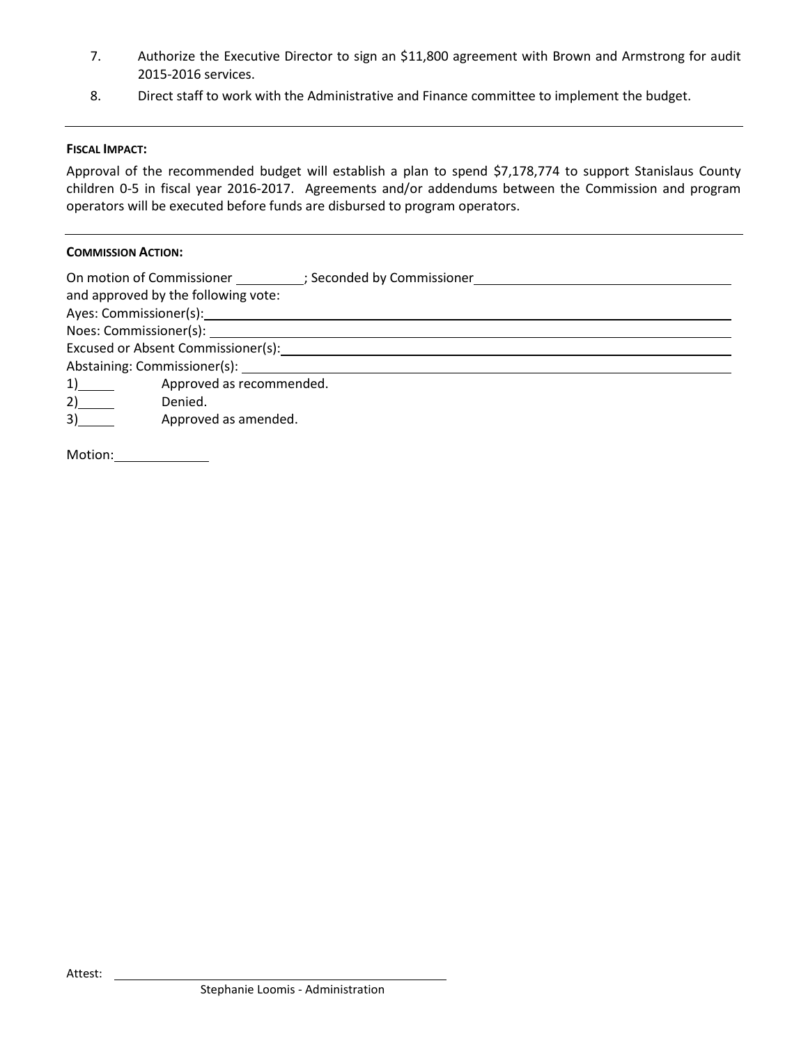7. Authorize the Executive Director to sign an $11,800 agreement with Brown and Armstrong for audit 2015-2016 services.
8. Direct staff to work with the Administrative and Finance committee to implement the budget.

---

**FISCAL IMPACT:**

Approval of the recommended budget will establish a plan to spend $7,178,774 to support Stanislaus County children 0-5 in fiscal year 2016-2017. Agreements and/or addendums between the Commission and program operators will be executed before funds are disbursed to program operators.

---

**COMMISSION ACTION:**

On motion of Commissioner __________; Seconded by Commissioner ____________________
and approved by the following vote:
Ayes: Commissioner(s): ____________________
Noes: Commissioner(s): ____________________
Excused or Absent Commissioner(s): ____________________
Abstaining: Commissioner(s): ____________________

1)_____ Approved as recommended.
2)_____ Denied.
3)_____ Approved as amended.

Motion: __________

Attest: ______________________________
Stephanie Loomis - Administration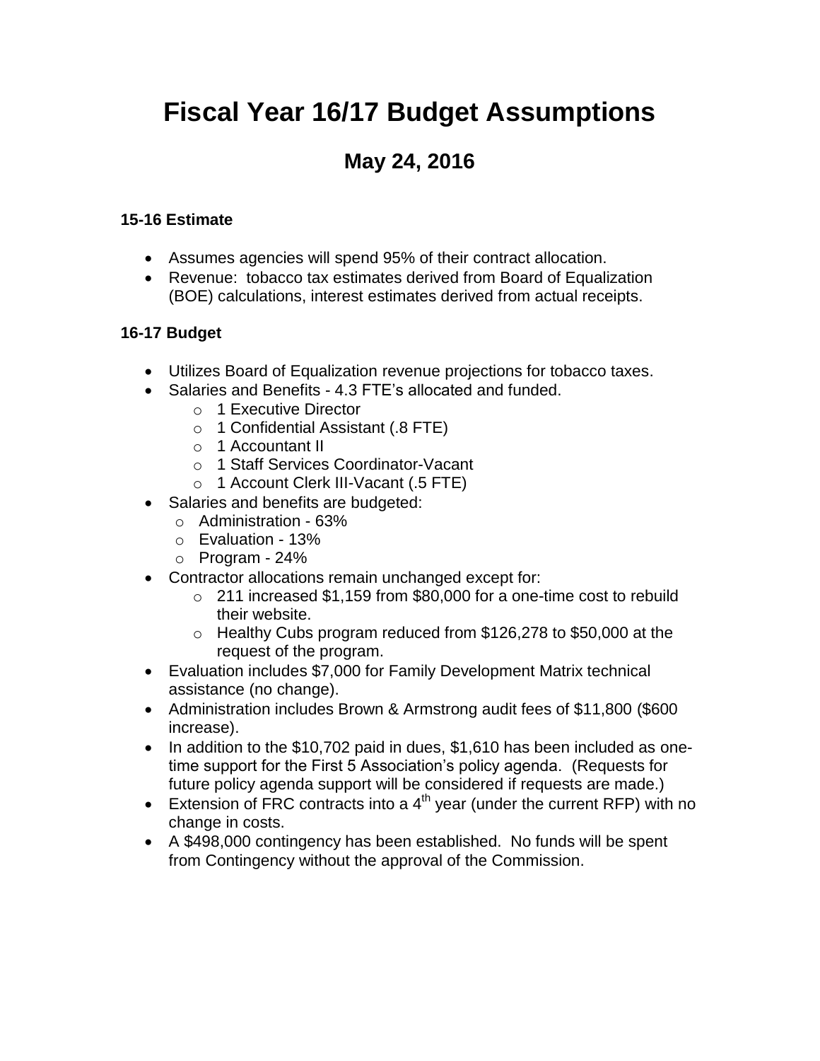# Fiscal Year 16/17 Budget Assumptions

## May 24, 2016

**15-16 Estimate**

- Assumes agencies will spend 95% of their contract allocation.
- Revenue: tobacco tax estimates derived from Board of Equalization (BOE) calculations, interest estimates derived from actual receipts.

**16-17 Budget**

- Utilizes Board of Equalization revenue projections for tobacco taxes.
- Salaries and Benefits - 4.3 FTE's allocated and funded.
  - 1 Executive Director
  - 1 Confidential Assistant (.8 FTE)
  - 1 Accountant II
  - 1 Staff Services Coordinator-Vacant
  - 1 Account Clerk III-Vacant (.5 FTE)
- Salaries and benefits are budgeted:
  - Administration - 63%
  - Evaluation - 13%
  - Program - 24%
- Contractor allocations remain unchanged except for:
  - 211 increased $1,159 from $80,000 for a one-time cost to rebuild their website.
  - Healthy Cubs program reduced from $126,278 to $50,000 at the request of the program.
- Evaluation includes $7,000 for Family Development Matrix technical assistance (no change).
- Administration includes Brown & Armstrong audit fees of $11,800 ($600 increase).
- In addition to the $10,702 paid in dues, $1,610 has been included as one-time support for the First 5 Association's policy agenda. (Requests for future policy agenda support will be considered if requests are made.)
- Extension of FRC contracts into a 4th year (under the current RFP) with no change in costs.
- A $498,000 contingency has been established. No funds will be spent from Contingency without the approval of the Commission.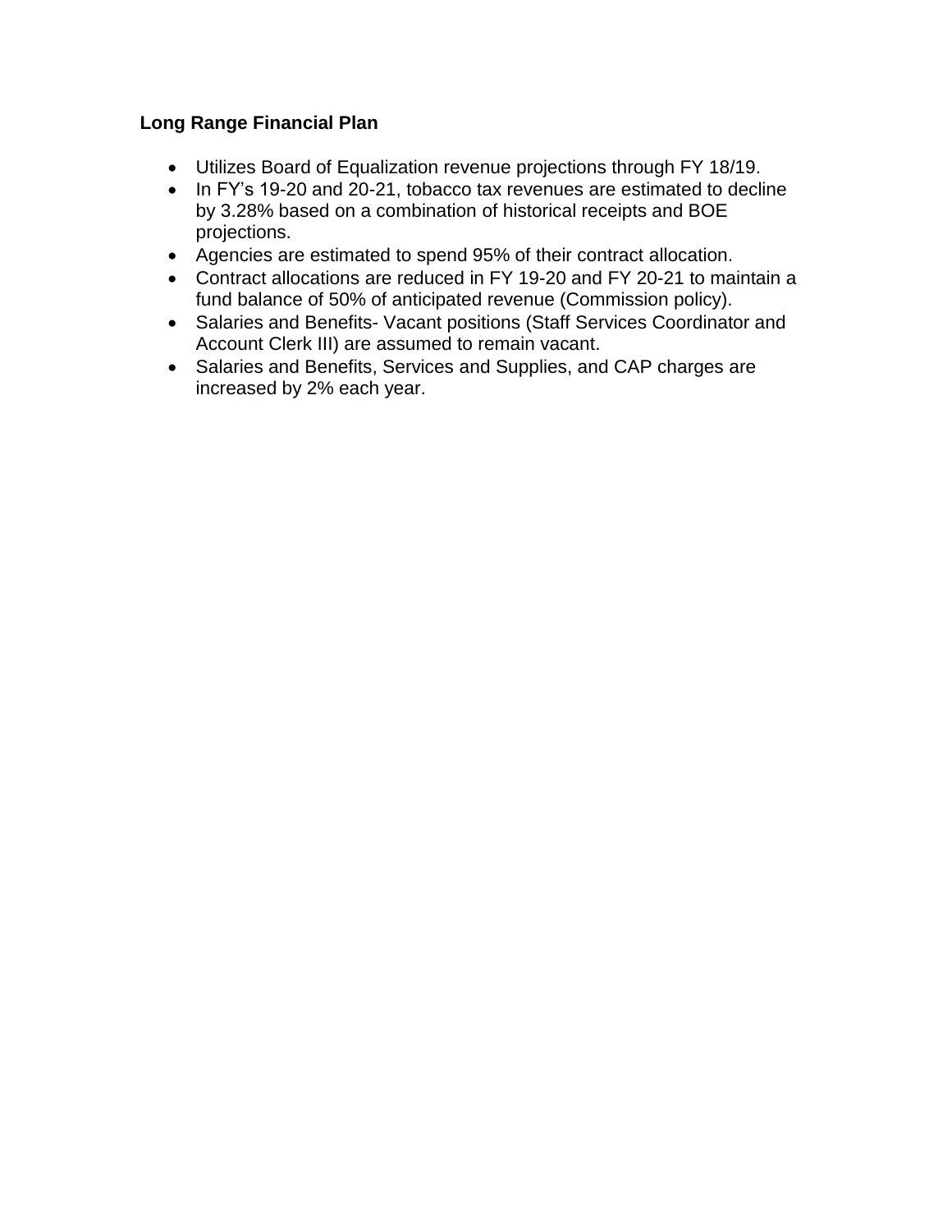**Long Range Financial Plan**

- Utilizes Board of Equalization revenue projections through FY 18/19.
- In FY's 19-20 and 20-21, tobacco tax revenues are estimated to decline by 3.28% based on a combination of historical receipts and BOE projections.
- Agencies are estimated to spend 95% of their contract allocation.
- Contract allocations are reduced in FY 19-20 and FY 20-21 to maintain a fund balance of 50% of anticipated revenue (Commission policy).
- Salaries and Benefits- Vacant positions (Staff Services Coordinator and Account Clerk III) are assumed to remain vacant.
- Salaries and Benefits, Services and Supplies, and CAP charges are increased by 2% each year.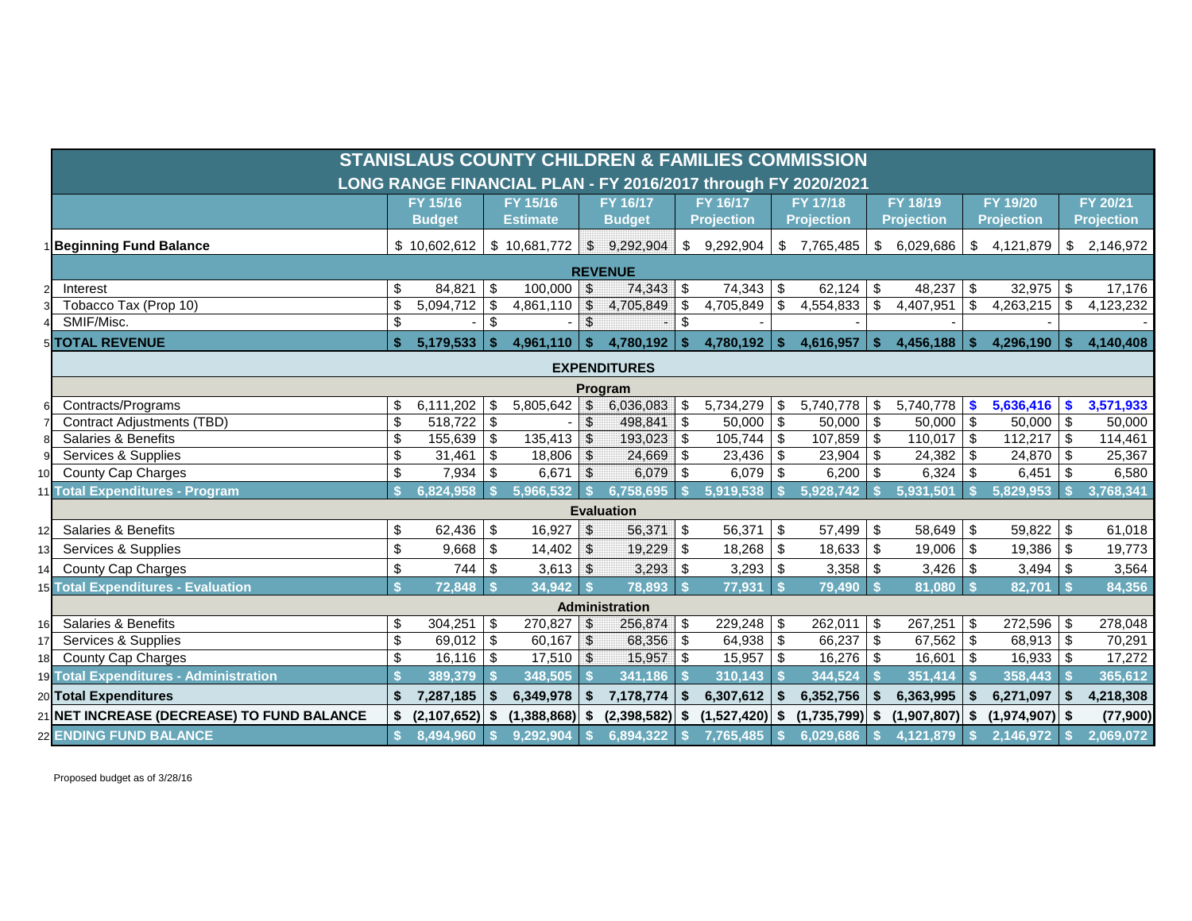# STANISLAUS COUNTY CHILDREN & FAMILIES COMMISSION

## LONG RANGE FINANCIAL PLAN - FY 2016/2017 through FY 2020/2021

| | | FY 15/16 Budget | FY 15/16 Estimate | FY 16/17 Budget | FY 16/17 Projection | FY 17/18 Projection | FY 18/19 Projection | FY 19/20 Projection | FY 20/21 Projection |
|---|---|---|---|---|---|---|---|---|---|
| 1 | **Beginning Fund Balance** | $ 10,602,612 | $ 10,681,772 | $ 9,292,904 | $ 9,292,904 | $ 7,765,485 | $ 6,029,686 | $ 4,121,879 | $ 2,146,972 |
| | **REVENUE** | | | | | | | | |
| 2 | Interest | $ 84,821 | $ 100,000 | $ 74,343 | $ 74,343 | $ 62,124 | $ 48,237 | $ 32,975 | $ 17,176 |
| 3 | Tobacco Tax (Prop 10) | $ 5,094,712 | $ 4,861,110 | $ 4,705,849 | $ 4,705,849 | $ 4,554,833 | $ 4,407,951 | $ 4,263,215 | $ 4,123,232 |
| 4 | SMIF/Misc. | $ - | $ - | $ - | $ - | - | - | - | - |
| 5 | **TOTAL REVENUE** | **$ 5,179,533** | **$ 4,961,110** | **$ 4,780,192** | **$ 4,780,192** | **$ 4,616,957** | **$ 4,456,188** | **$ 4,296,190** | **$ 4,140,408** |
| | **EXPENDITURES** | | | | | | | | |
| | **Program** | | | | | | | | |
| 6 | Contracts/Programs | $ 6,111,202 | $ 5,805,642 | $ 6,036,083 | $ 5,734,279 | $ 5,740,778 | $ 5,740,778 | **$ 5,636,416** | **$ 3,571,933** |
| 7 | Contract Adjustments (TBD) | $ 518,722 | $ - | $ 498,841 | $ 50,000 | $ 50,000 | $ 50,000 | $ 50,000 | $ 50,000 |
| 8 | Salaries & Benefits | $ 155,639 | $ 135,413 | $ 193,023 | $ 105,744 | $ 107,859 | $ 110,017 | $ 112,217 | $ 114,461 |
| 9 | Services & Supplies | $ 31,461 | $ 18,806 | $ 24,669 | $ 23,436 | $ 23,904 | $ 24,382 | $ 24,870 | $ 25,367 |
| 10 | County Cap Charges | $ 7,934 | $ 6,671 | $ 6,079 | $ 6,079 | $ 6,200 | $ 6,324 | $ 6,451 | $ 6,580 |
| 11 | **Total Expenditures - Program** | **$ 6,824,958** | **$ 5,966,532** | **$ 6,758,695** | **$ 5,919,538** | **$ 5,928,742** | **$ 5,931,501** | **$ 5,829,953** | **$ 3,768,341** |
| | **Evaluation** | | | | | | | | |
| 12 | Salaries & Benefits | $ 62,436 | $ 16,927 | $ 56,371 | $ 56,371 | $ 57,499 | $ 58,649 | $ 59,822 | $ 61,018 |
| 13 | Services & Supplies | $ 9,668 | $ 14,402 | $ 19,229 | $ 18,268 | $ 18,633 | $ 19,006 | $ 19,386 | $ 19,773 |
| 14 | County Cap Charges | $ 744 | $ 3,613 | $ 3,293 | $ 3,293 | $ 3,358 | $ 3,426 | $ 3,494 | $ 3,564 |
| 15 | **Total Expenditures - Evaluation** | **$ 72,848** | **$ 34,942** | **$ 78,893** | **$ 77,931** | **$ 79,490** | **$ 81,080** | **$ 82,701** | **$ 84,356** |
| | **Administration** | | | | | | | | |
| 16 | Salaries & Benefits | $ 304,251 | $ 270,827 | $ 256,874 | $ 229,248 | $ 262,011 | $ 267,251 | $ 272,596 | $ 278,048 |
| 17 | Services & Supplies | $ 69,012 | $ 60,167 | $ 68,356 | $ 64,938 | $ 66,237 | $ 67,562 | $ 68,913 | $ 70,291 |
| 18 | County Cap Charges | $ 16,116 | $ 17,510 | $ 15,957 | $ 15,957 | $ 16,276 | $ 16,601 | $ 16,933 | $ 17,272 |
| 19 | **Total Expenditures - Administration** | **$ 389,379** | **$ 348,505** | **$ 341,186** | **$ 310,143** | **$ 344,524** | **$ 351,414** | **$ 358,443** | **$ 365,612** |
| 20 | **Total Expenditures** | **$ 7,287,185** | **$ 6,349,978** | **$ 7,178,774** | **$ 6,307,612** | **$ 6,352,756** | **$ 6,363,995** | **$ 6,271,097** | **$ 4,218,308** |
| 21 | **NET INCREASE (DECREASE) TO FUND BALANCE** | **$ (2,107,652)** | **$ (1,388,868)** | **$ (2,398,582)** | **$ (1,527,420)** | **$ (1,735,799)** | **$ (1,907,807)** | **$ (1,974,907)** | **$ (77,900)** |
| 22 | **ENDING FUND BALANCE** | **$ 8,494,960** | **$ 9,292,904** | **$ 6,894,322** | **$ 7,765,485** | **$ 6,029,686** | **$ 4,121,879** | **$ 2,146,972** | **$ 2,069,072** |

Proposed budget as of 3/28/16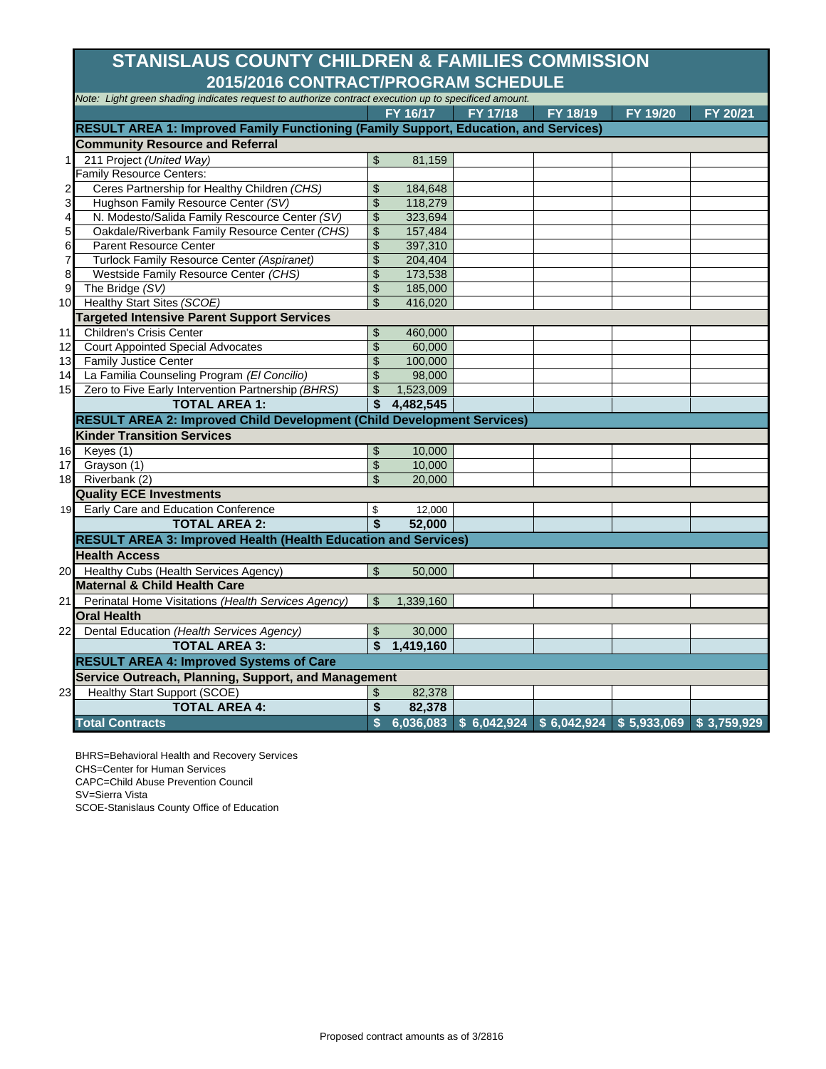# STANISLAUS COUNTY CHILDREN & FAMILIES COMMISSION

## 2015/2016 CONTRACT/PROGRAM SCHEDULE

*Note: Light green shading indicates request to authorize contract execution up to specificed amount.*

| # | | FY 16/17 | FY 17/18 | FY 18/19 | FY 19/20 | FY 20/21 |
|---|---|---|---|---|---|---|
| | **RESULT AREA 1: Improved Family Functioning (Family Support, Education, and Services)** | | | | | |
| | **Community Resource and Referral** | | | | | |
| 1 | 211 Project *(United Way)* | $ 81,159 | | | | |
| | Family Resource Centers: | | | | | |
| 2 | Ceres Partnership for Healthy Children *(CHS)* | $ 184,648 | | | | |
| 3 | Hughson Family Resource Center *(SV)* | $ 118,279 | | | | |
| 4 | N. Modesto/Salida Family Rescource Center *(SV)* | $ 323,694 | | | | |
| 5 | Oakdale/Riverbank Family Resource Center *(CHS)* | $ 157,484 | | | | |
| 6 | Parent Resource Center | $ 397,310 | | | | |
| 7 | Turlock Family Resource Center *(Aspiranet)* | $ 204,404 | | | | |
| 8 | Westside Family Resource Center *(CHS)* | $ 173,538 | | | | |
| 9 | The Bridge *(SV)* | $ 185,000 | | | | |
| 10 | Healthy Start Sites *(SCOE)* | $ 416,020 | | | | |
| | **Targeted Intensive Parent Support Services** | | | | | |
| 11 | Children's Crisis Center | $ 460,000 | | | | |
| 12 | Court Appointed Special Advocates | $ 60,000 | | | | |
| 13 | Family Justice Center | $ 100,000 | | | | |
| 14 | La Familia Counseling Program *(El Concilio)* | $ 98,000 | | | | |
| 15 | Zero to Five Early Intervention Partnership *(BHRS)* | $ 1,523,009 | | | | |
| | **TOTAL AREA 1:** | **$ 4,482,545** | | | | |
| | **RESULT AREA 2: Improved Child Development (Child Development Services)** | | | | | |
| | **Kinder Transition Services** | | | | | |
| 16 | Keyes (1) | $ 10,000 | | | | |
| 17 | Grayson (1) | $ 10,000 | | | | |
| 18 | Riverbank (2) | $ 20,000 | | | | |
| | **Quality ECE Investments** | | | | | |
| 19 | Early Care and Education Conference | $ 12,000 | | | | |
| | **TOTAL AREA 2:** | **$ 52,000** | | | | |
| | **RESULT AREA 3: Improved Health (Health Education and Services)** | | | | | |
| | **Health Access** | | | | | |
| 20 | Healthy Cubs (Health Services Agency) | $ 50,000 | | | | |
| | **Maternal & Child Health Care** | | | | | |
| 21 | Perinatal Home Visitations *(Health Services Agency)* | $ 1,339,160 | | | | |
| | **Oral Health** | | | | | |
| 22 | Dental Education *(Health Services Agency)* | $ 30,000 | | | | |
| | **TOTAL AREA 3:** | **$ 1,419,160** | | | | |
| | **RESULT AREA 4: Improved Systems of Care** | | | | | |
| | **Service Outreach, Planning, Support, and Management** | | | | | |
| 23 | Healthy Start Support (SCOE) | $ 82,378 | | | | |
| | **TOTAL AREA 4:** | **$ 82,378** | | | | |
| | **Total Contracts** | **$ 6,036,083** | **$ 6,042,924** | **$ 6,042,924** | **$ 5,933,069** | **$ 3,759,929** |

BHRS=Behavioral Health and Recovery Services
CHS=Center for Human Services
CAPC=Child Abuse Prevention Council
SV=Sierra Vista
SCOE-Stanislaus County Office of Education

Proposed contract amounts as of 3/2816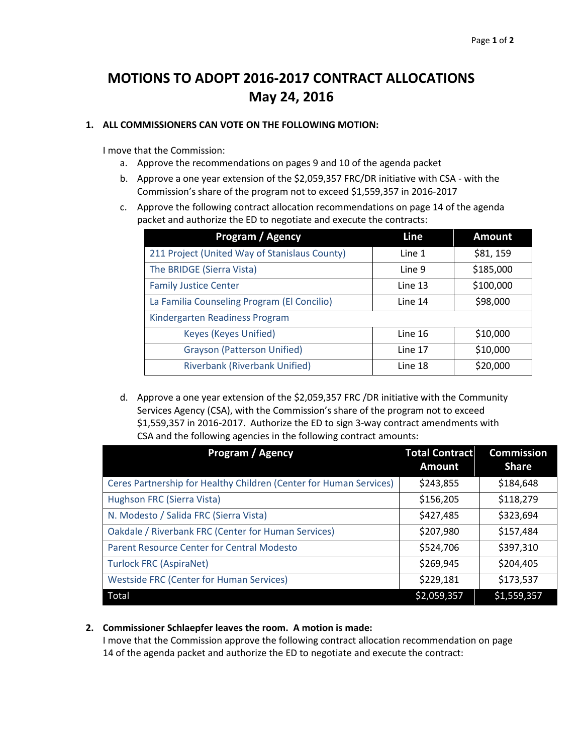# MOTIONS TO ADOPT 2016-2017 CONTRACT ALLOCATIONS
# May 24, 2016

**1. ALL COMMISSIONERS CAN VOTE ON THE FOLLOWING MOTION:**

I move that the Commission:

a. Approve the recommendations on pages 9 and 10 of the agenda packet

b. Approve a one year extension of the $2,059,357 FRC/DR initiative with CSA - with the Commission's share of the program not to exceed $1,559,357 in 2016-2017

c. Approve the following contract allocation recommendations on page 14 of the agenda packet and authorize the ED to negotiate and execute the contracts:

| Program / Agency | Line | Amount |
|---|---|---|
| 211 Project (United Way of Stanislaus County) | Line 1 | $81, 159 |
| The BRIDGE (Sierra Vista) | Line 9 | $185,000 |
| Family Justice Center | Line 13 | $100,000 |
| La Familia Counseling Program (El Concilio) | Line 14 | $98,000 |
| Kindergarten Readiness Program | | |
| Keyes (Keyes Unified) | Line 16 | $10,000 |
| Grayson (Patterson Unified) | Line 17 | $10,000 |
| Riverbank (Riverbank Unified) | Line 18 | $20,000 |

d. Approve a one year extension of the $2,059,357 FRC /DR initiative with the Community Services Agency (CSA), with the Commission's share of the program not to exceed $1,559,357 in 2016-2017. Authorize the ED to sign 3-way contract amendments with CSA and the following agencies in the following contract amounts:

| Program / Agency | Total Contract Amount | Commission Share |
|---|---|---|
| Ceres Partnership for Healthy Children (Center for Human Services) | $243,855 | $184,648 |
| Hughson FRC (Sierra Vista) | $156,205 | $118,279 |
| N. Modesto / Salida FRC (Sierra Vista) | $427,485 | $323,694 |
| Oakdale / Riverbank FRC (Center for Human Services) | $207,980 | $157,484 |
| Parent Resource Center for Central Modesto | $524,706 | $397,310 |
| Turlock FRC (AspiraNet) | $269,945 | $204,405 |
| Westside FRC (Center for Human Services) | $229,181 | $173,537 |
| Total | $2,059,357 | $1,559,357 |

**2. Commissioner Schlaepfer leaves the room. A motion is made:**

I move that the Commission approve the following contract allocation recommendation on page 14 of the agenda packet and authorize the ED to negotiate and execute the contract: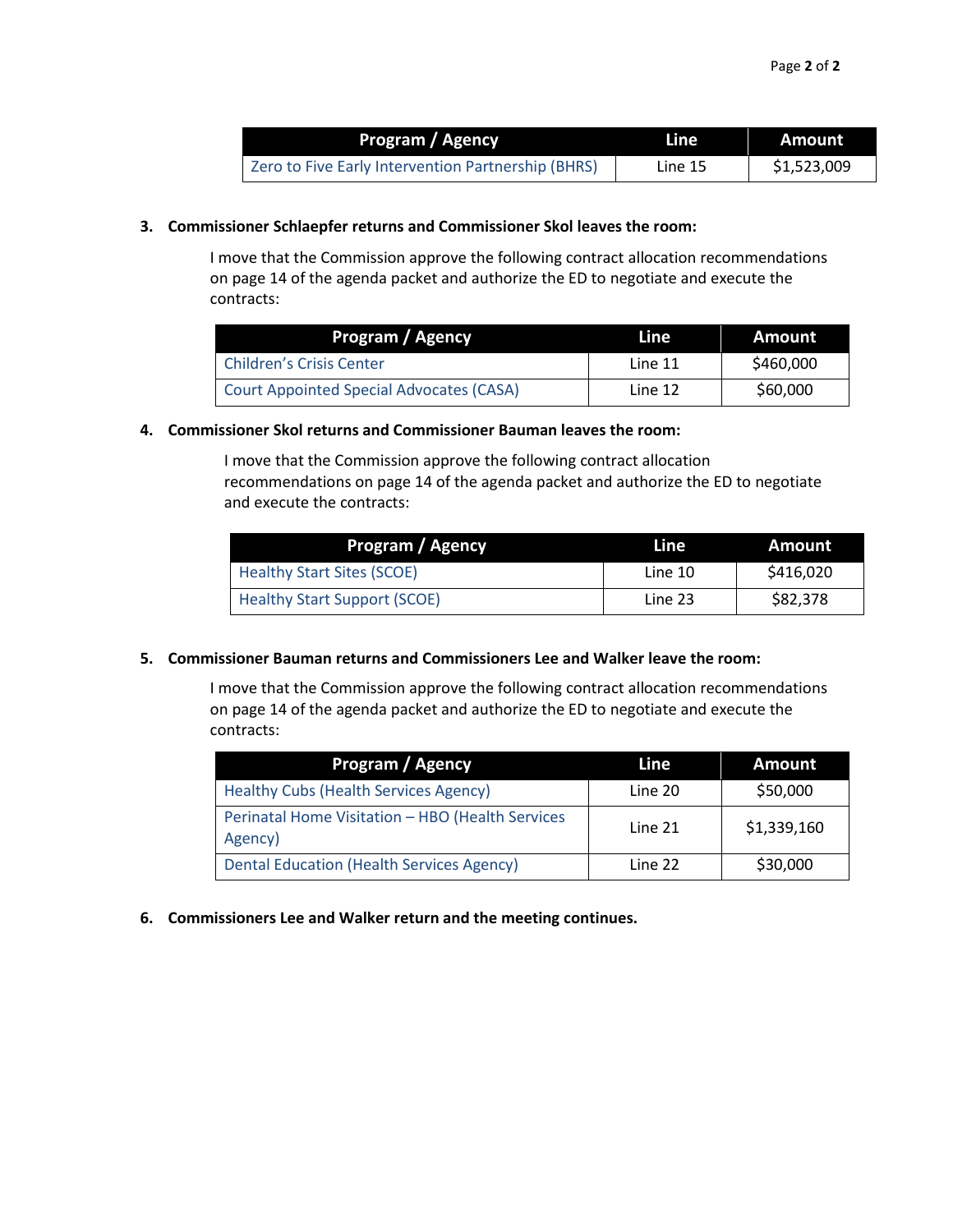| Program / Agency | Line | Amount |
|---|---|---|
| Zero to Five Early Intervention Partnership (BHRS) | Line 15 | $1,523,009 |

3. **Commissioner Schlaepfer returns and Commissioner Skol leaves the room:**

   I move that the Commission approve the following contract allocation recommendations on page 14 of the agenda packet and authorize the ED to negotiate and execute the contracts:

| Program / Agency | Line | Amount |
|---|---|---|
| Children's Crisis Center | Line 11 | $460,000 |
| Court Appointed Special Advocates (CASA) | Line 12 | $60,000 |

4. **Commissioner Skol returns and Commissioner Bauman leaves the room:**

   I move that the Commission approve the following contract allocation recommendations on page 14 of the agenda packet and authorize the ED to negotiate and execute the contracts:

| Program / Agency | Line | Amount |
|---|---|---|
| Healthy Start Sites (SCOE) | Line 10 | $416,020 |
| Healthy Start Support (SCOE) | Line 23 | $82,378 |

5. **Commissioner Bauman returns and Commissioners Lee and Walker leave the room:**

   I move that the Commission approve the following contract allocation recommendations on page 14 of the agenda packet and authorize the ED to negotiate and execute the contracts:

| Program / Agency | Line | Amount |
|---|---|---|
| Healthy Cubs (Health Services Agency) | Line 20 | $50,000 |
| Perinatal Home Visitation – HBO (Health Services Agency) | Line 21 | $1,339,160 |
| Dental Education (Health Services Agency) | Line 22 | $30,000 |

6. **Commissioners Lee and Walker return and the meeting continues.**